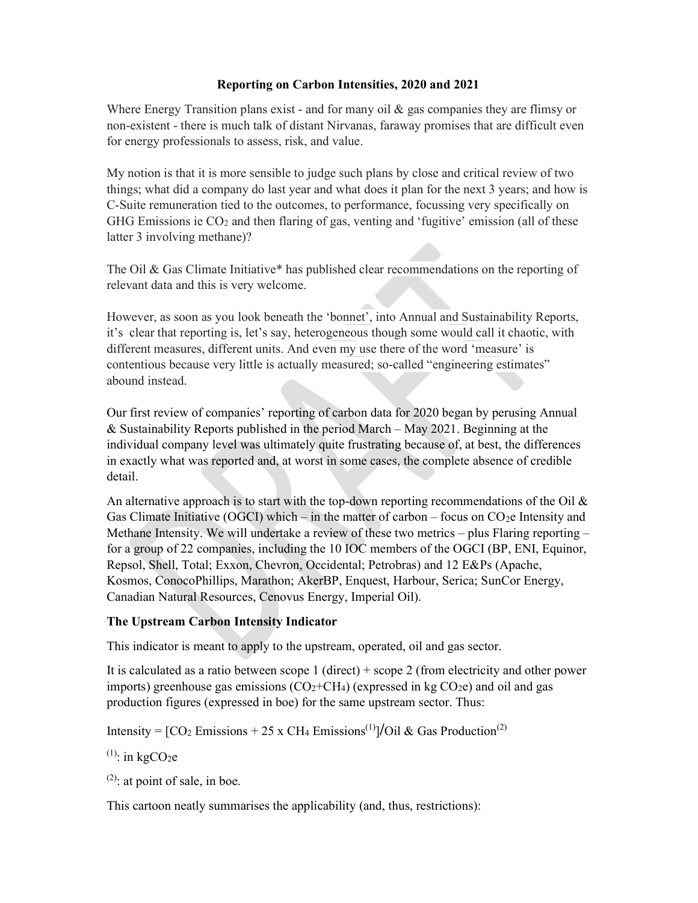# Reporting on Carbon Intensities, 2020 and 2021

Where Energy Transition plans exist - and for many oil & gas companies they are flimsy or non-existent - there is much talk of distant Nirvanas, faraway promises that are difficult even for energy professionals to assess, risk, and value.

My notion is that it is more sensible to judge such plans by close and critical review of two things; what did a company do last year and what does it plan for the next 3 years; and how is C-Suite remuneration tied to the outcomes, to performance, focussing very specifically on GHG Emissions ie $CO_2$ and then flaring of gas, venting and 'fugitive' emission (all of these latter 3 involving methane)?

The Oil & Gas Climate Initiative* has published clear recommendations on the reporting of relevant data and this is very welcome.

However, as soon as you look beneath the 'bonnet', into Annual and Sustainability Reports, it's clear that reporting is, let's say, heterogeneous though some would call it chaotic, with different measures, different units. And even my use there of the word 'measure' is contentious because very little is actually measured; so-called "engineering estimates" abound instead.

Our first review of companies' reporting of carbon data for 2020 began by perusing Annual & Sustainability Reports published in the period March – May 2021. Beginning at the individual company level was ultimately quite frustrating because of, at best, the differences in exactly what was reported and, at worst in some cases, the complete absence of credible detail.

An alternative approach is to start with the top-down reporting recommendations of the Oil & Gas Climate Initiative (OGCI) which – in the matter of carbon – focus on $CO_2e$ Intensity and Methane Intensity. We will undertake a review of these two metrics – plus Flaring reporting – for a group of 22 companies, including the 10 IOC members of the OGCI (BP, ENI, Equinor, Repsol, Shell, Total; Exxon, Chevron, Occidental; Petrobras) and 12 E&Ps (Apache, Kosmos, ConocoPhillips, Marathon; AkerBP, Enquest, Harbour, Serica; SunCor Energy, Canadian Natural Resources, Cenovus Energy, Imperial Oil).

### The Upstream Carbon Intensity Indicator

This indicator is meant to apply to the upstream, operated, oil and gas sector.

It is calculated as a ratio between scope 1 (direct) + scope 2 (from electricity and other power imports) greenhouse gas emissions ($CO_2$+$CH_4$) (expressed in kg $CO_2e$) and oil and gas production figures (expressed in boe) for the same upstream sector. Thus:

Intensity = [$CO_2$ Emissions + 25 x $CH_4$ Emissions[(1)]]/Oil & Gas Production[(2)]

[(1)]: in kg$CO_2e$

[(2)]: at point of sale, in boe.

This cartoon neatly summarises the applicability (and, thus, restrictions):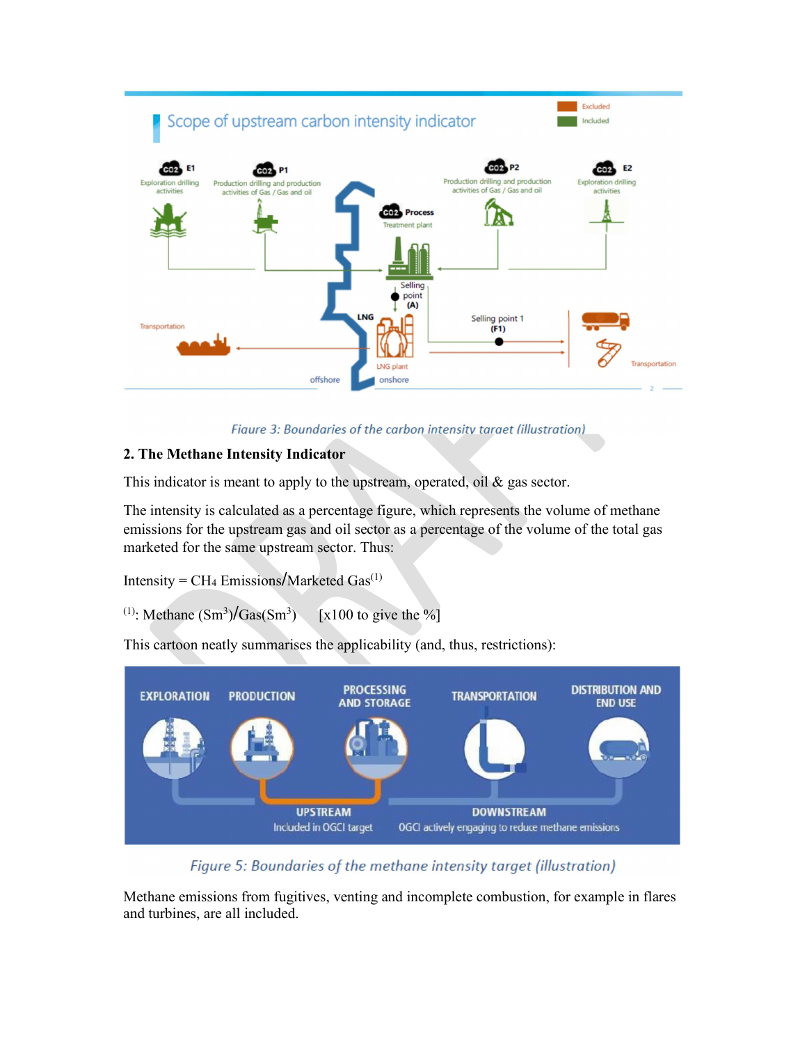Figure 3: Boundaries of the carbon intensity target (illustration)

## 2. The Methane Intensity Indicator

This indicator is meant to apply to the upstream, operated, oil & gas sector.

The intensity is calculated as a percentage figure, which represents the volume of methane emissions for the upstream gas and oil sector as a percentage of the volume of the total gas marketed for the same upstream sector. Thus:

Intensity = $CH_4$ Emissions/Marketed Gas[(1)]

[(1)]: Methane ($Sm^3$)/Gas($Sm^3$)      [x100 to give the %]

This cartoon neatly summarises the applicability (and, thus, restrictions):

Figure 5: Boundaries of the methane intensity target (illustration)

Methane emissions from fugitives, venting and incomplete combustion, for example in flares and turbines, are all included.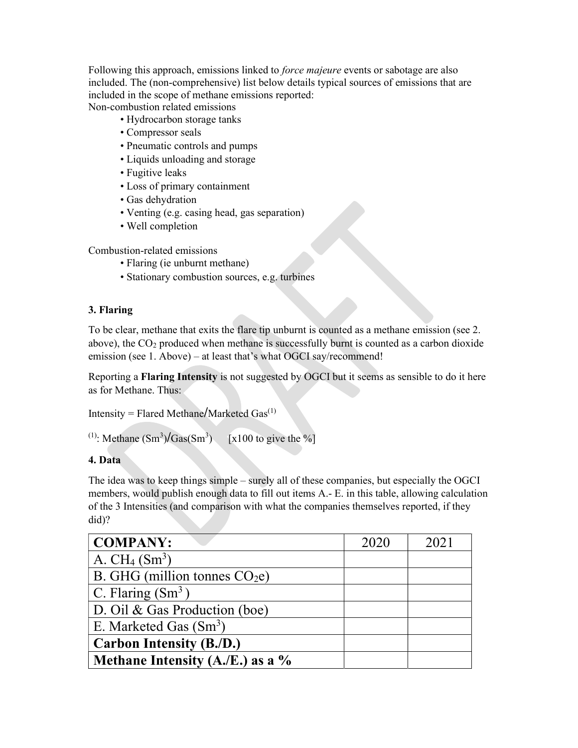Following this approach, emissions linked to *force majeure* events or sabotage are also included. The (non-comprehensive) list below details typical sources of emissions that are included in the scope of methane emissions reported:

Non-combustion related emissions

- Hydrocarbon storage tanks
- Compressor seals
- Pneumatic controls and pumps
- Liquids unloading and storage
- Fugitive leaks
- Loss of primary containment
- Gas dehydration
- Venting (e.g. casing head, gas separation)
- Well completion

Combustion-related emissions

- Flaring (ie unburnt methane)
- Stationary combustion sources, e.g. turbines

### 3. Flaring

To be clear, methane that exits the flare tip unburnt is counted as a methane emission (see 2. above), the $CO_2$ produced when methane is successfully burnt is counted as a carbon dioxide emission (see 1. Above) – at least that's what OGCI say/recommend!

Reporting a **Flaring Intensity** is not suggested by OGCI but it seems as sensible to do it here as for Methane. Thus:

Intensity = Flared Methane/Marketed Gas[1]

[1]: Methane ($Sm^3$)/Gas($Sm^3$)   [x100 to give the %]

### 4. Data

The idea was to keep things simple – surely all of these companies, but especially the OGCI members, would publish enough data to fill out items A.- E. in this table, allowing calculation of the 3 Intensities (and comparison with what the companies themselves reported, if they did)?

| **COMPANY:** | 2020 | 2021 |
|---|---|---|
| A. $CH_4$ ($Sm^3$) | | |
| B. GHG (million tonnes $CO_2e$) | | |
| C. Flaring ($Sm^3$) | | |
| D. Oil & Gas Production (boe) | | |
| E. Marketed Gas ($Sm^3$) | | |
| **Carbon Intensity (B./D.)** | | |
| **Methane Intensity (A./E.) as a %** | | |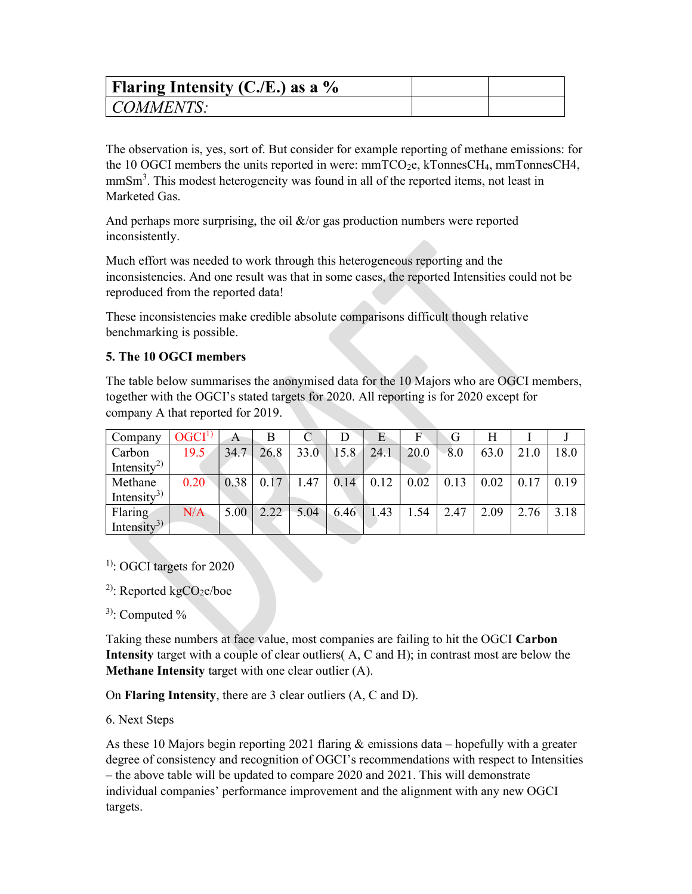| **Flaring Intensity (C./E.) as a %** | | |
|---|---|---|
| *COMMENTS:* | | |

The observation is, yes, sort of. But consider for example reporting of methane emissions: for the 10 OGCI members the units reported in were: mmTCO$_2$e, kTonnesCH$_4$, mmTonnesCH4, mmSm$^3$. This modest heterogeneity was found in all of the reported items, not least in Marketed Gas.

And perhaps more surprising, the oil &/or gas production numbers were reported inconsistently.

Much effort was needed to work through this heterogeneous reporting and the inconsistencies. And one result was that in some cases, the reported Intensities could not be reproduced from the reported data!

These inconsistencies make credible absolute comparisons difficult though relative benchmarking is possible.

**5. The 10 OGCI members**

The table below summarises the anonymised data for the 10 Majors who are OGCI members, together with the OGCI's stated targets for 2020. All reporting is for 2020 except for company A that reported for 2019.

| Company | OGCI[1)] | A | B | C | D | E | F | G | H | I | J |
|---|---|---|---|---|---|---|---|---|---|---|---|
| Carbon Intensity[2)] | 19.5 | 34.7 | 26.8 | 33.0 | 15.8 | 24.1 | 20.0 | 8.0 | 63.0 | 21.0 | 18.0 |
| Methane Intensity[3)] | 0.20 | 0.38 | 0.17 | 1.47 | 0.14 | 0.12 | 0.02 | 0.13 | 0.02 | 0.17 | 0.19 |
| Flaring Intensity[3)] | N/A | 5.00 | 2.22 | 5.04 | 6.46 | 1.43 | 1.54 | 2.47 | 2.09 | 2.76 | 3.18 |

[1)]: OGCI targets for 2020

[2)]: Reported kgCO$_2$e/boe

[3)]: Computed %

Taking these numbers at face value, most companies are failing to hit the OGCI **Carbon Intensity** target with a couple of clear outliers( A, C and H); in contrast most are below the **Methane Intensity** target with one clear outlier (A).

On **Flaring Intensity**, there are 3 clear outliers (A, C and D).

6. Next Steps

As these 10 Majors begin reporting 2021 flaring & emissions data – hopefully with a greater degree of consistency and recognition of OGCI's recommendations with respect to Intensities – the above table will be updated to compare 2020 and 2021. This will demonstrate individual companies' performance improvement and the alignment with any new OGCI targets.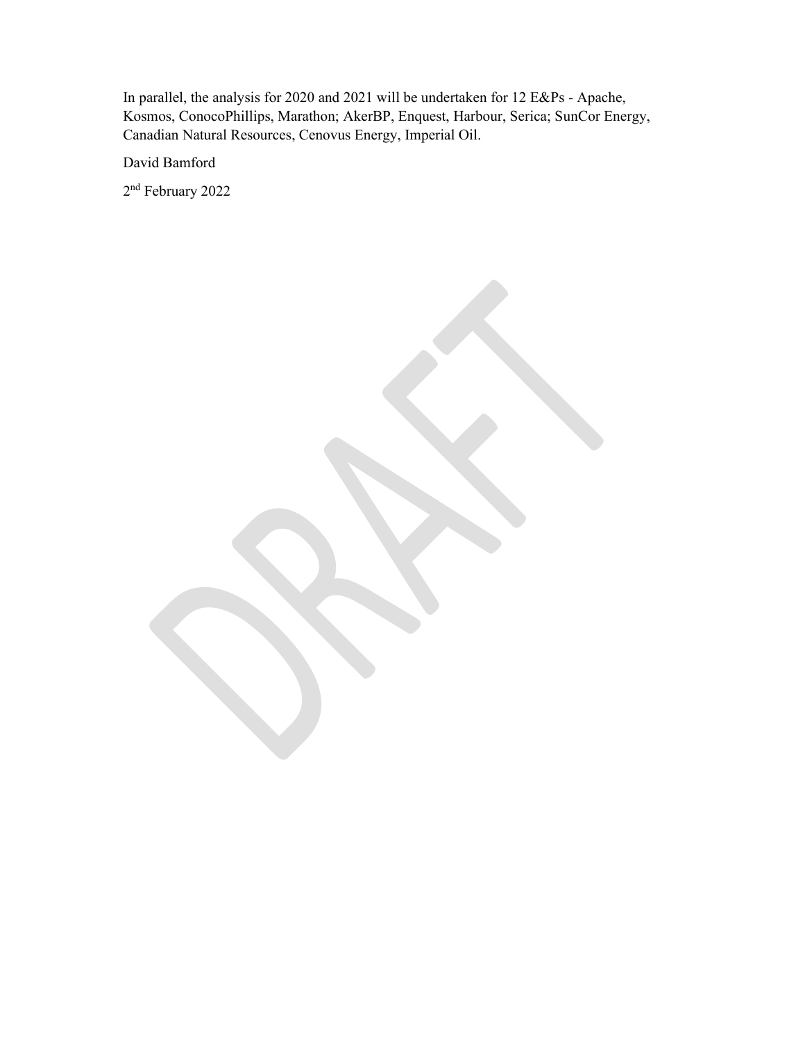In parallel, the analysis for 2020 and 2021 will be undertaken for 12 E&Ps - Apache, Kosmos, ConocoPhillips, Marathon; AkerBP, Enquest, Harbour, Serica; SunCor Energy, Canadian Natural Resources, Cenovus Energy, Imperial Oil.

David Bamford

2nd February 2022